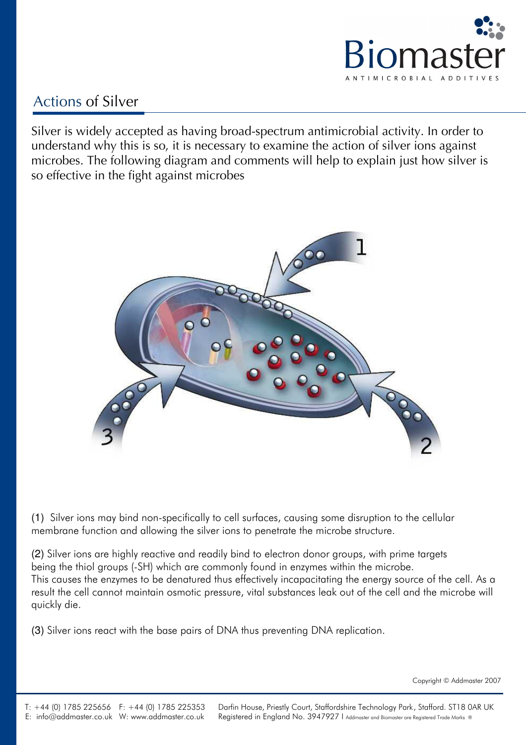Biomaster

ANTIMICROBIAL ADDITIVES

## Actions of Silver

Silver is widely accepted as having broad-spectrum antimicrobial activity. In order to understand why this is so, it is necessary to examine the action of silver ions against microbes. The following diagram and comments will help to explain just how silver is so effective in the fight against microbes

(1) Silver ions may bind non-specifically to cell surfaces, causing some disruption to the cellular membrane function and allowing the silver ions to penetrate the microbe structure.

(2) Silver ions are highly reactive and readily bind to electron donor groups, with prime targets being the thiol groups (-SH) which are commonly found in enzymes within the microbe. This causes the enzymes to be denatured thus effectively incapacitating the energy source of the cell. As a result the cell cannot maintain osmotic pressure, vital substances leak out of the cell and the microbe will quickly die.

(3) Silver ions react with the base pairs of DNA thus preventing DNA replication.

Copyright © Addmaster 2007

T: +44 (0) 1785 225656 F: +44 (0) 1785 225353 Darfin House, Priestly Court, Staffordshire Technology Park, Stafford. ST18 0AR UK
E: info@addmaster.co.uk W: www.addmaster.co.uk Registered in England No. 3947927 I Addmaster and Biomaster are Registered Trade Marks ®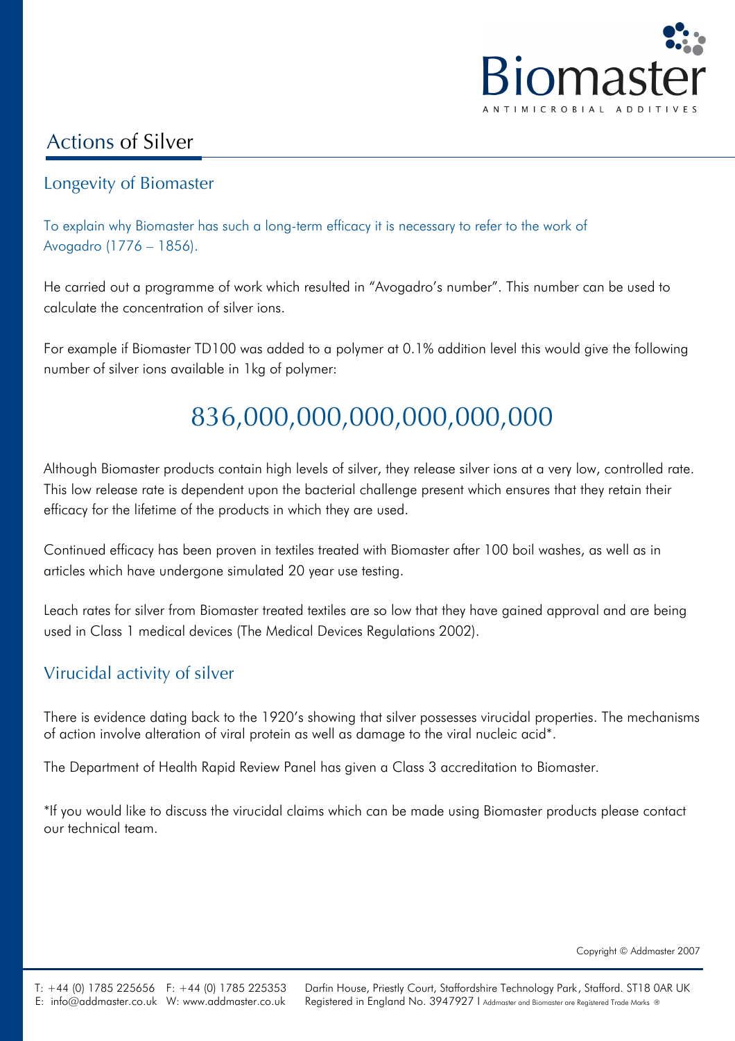# Actions of Silver

## Longevity of Biomaster

To explain why Biomaster has such a long-term efficacy it is necessary to refer to the work of Avogadro (1776 – 1856).

He carried out a programme of work which resulted in "Avogadro's number". This number can be used to calculate the concentration of silver ions.

For example if Biomaster TD100 was added to a polymer at 0.1% addition level this would give the following number of silver ions available in 1kg of polymer:

**836,000,000,000,000,000,000**

Although Biomaster products contain high levels of silver, they release silver ions at a very low, controlled rate. This low release rate is dependent upon the bacterial challenge present which ensures that they retain their efficacy for the lifetime of the products in which they are used.

Continued efficacy has been proven in textiles treated with Biomaster after 100 boil washes, as well as in articles which have undergone simulated 20 year use testing.

Leach rates for silver from Biomaster treated textiles are so low that they have gained approval and are being used in Class 1 medical devices (The Medical Devices Regulations 2002).

## Virucidal activity of silver

There is evidence dating back to the 1920's showing that silver possesses virucidal properties. The mechanisms of action involve alteration of viral protein as well as damage to the viral nucleic acid*.

The Department of Health Rapid Review Panel has given a Class 3 accreditation to Biomaster.

*If you would like to discuss the virucidal claims which can be made using Biomaster products please contact our technical team.

Copyright © Addmaster 2007